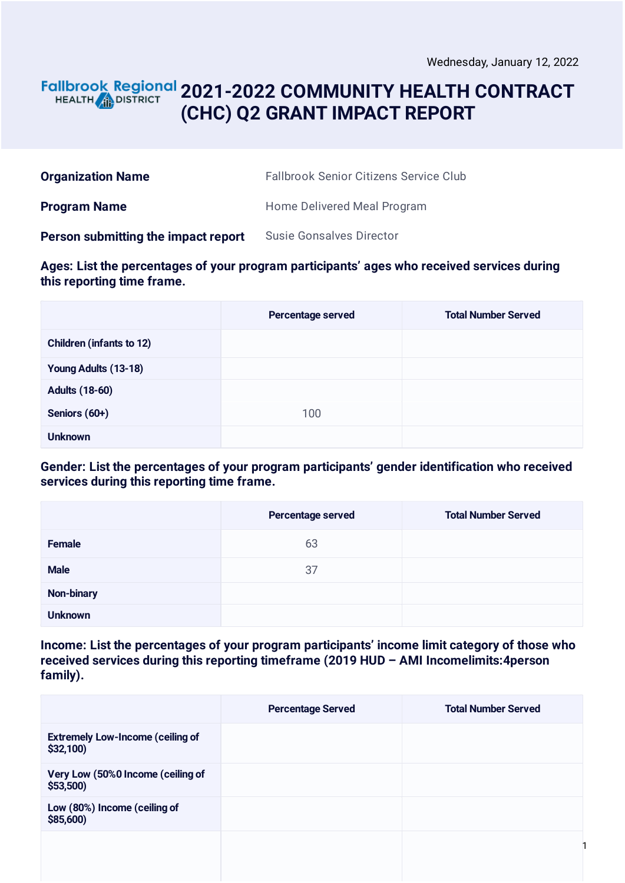Wednesday, January 12, 2022

Fallbrook Regional HEALTH DISTRICT

# 2021-2022 COMMUNITY HEALTH CONTRACT (CHC) Q2 GRANT IMPACT REPORT

| | |
|---|---|
| **Organization Name** | Fallbrook Senior Citizens Service Club |
| **Program Name** | Home Delivered Meal Program |
| **Person submitting the impact report** | Susie Gonsalves Director |

### Ages: List the percentages of your program participants' ages who received services during this reporting time frame.

| | Percentage served | Total Number Served |
|---|---|---|
| Children (infants to 12) | | |
| Young Adults (13-18) | | |
| Adults (18-60) | | |
| Seniors (60+) | 100 | |
| Unknown | | |

### Gender: List the percentages of your program participants' gender identification who received services during this reporting time frame.

| | Percentage served | Total Number Served |
|---|---|---|
| Female | 63 | |
| Male | 37 | |
| Non-binary | | |
| Unknown | | |

### Income: List the percentages of your program participants' income limit category of those who received services during this reporting timeframe (2019 HUD – AMI Incomelimits:4person family).

| | Percentage Served | Total Number Served |
|---|---|---|
| Extremely Low-Income (ceiling of $32,100) | | |
| Very Low (50%0 Income (ceiling of $53,500) | | |
| Low (80%) Income (ceiling of $85,600) | | |
| | | |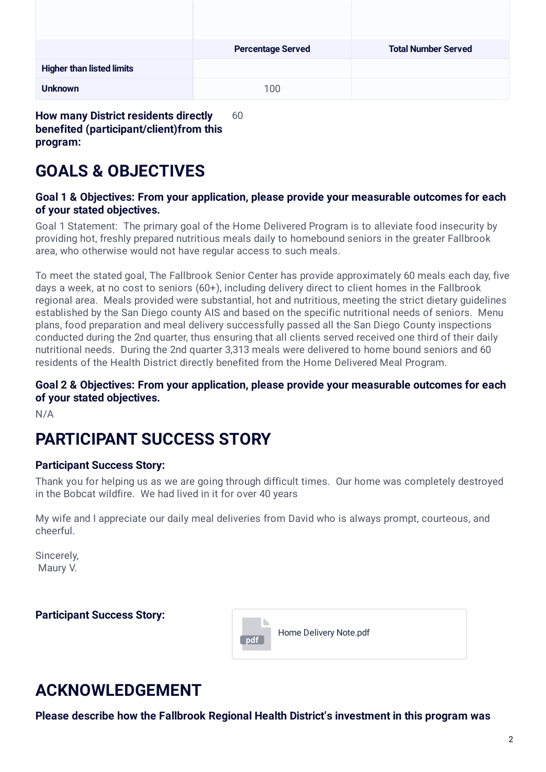| | Percentage Served | Total Number Served |
|---|---|---|
| **Higher than listed limits** | | |
| **Unknown** | 100 | |

**How many District residents directly benefited (participant/client)from this program:** 60

# GOALS & OBJECTIVES

### Goal 1 & Objectives: From your application, please provide your measurable outcomes for each of your stated objectives.

Goal 1 Statement: The primary goal of the Home Delivered Program is to alleviate food insecurity by providing hot, freshly prepared nutritious meals daily to homebound seniors in the greater Fallbrook area, who otherwise would not have regular access to such meals.

To meet the stated goal, The Fallbrook Senior Center has provide approximately 60 meals each day, five days a week, at no cost to seniors (60+), including delivery direct to client homes in the Fallbrook regional area. Meals provided were substantial, hot and nutritious, meeting the strict dietary guidelines established by the San Diego county AIS and based on the specific nutritional needs of seniors. Menu plans, food preparation and meal delivery successfully passed all the San Diego County inspections conducted during the 2nd quarter, thus ensuring that all clients served received one third of their daily nutritional needs. During the 2nd quarter 3,313 meals were delivered to home bound seniors and 60 residents of the Health District directly benefited from the Home Delivered Meal Program.

### Goal 2 & Objectives: From your application, please provide your measurable outcomes for each of your stated objectives.

N/A

# PARTICIPANT SUCCESS STORY

### Participant Success Story:

Thank you for helping us as we are going through difficult times. Our home was completely destroyed in the Bobcat wildfire. We had lived in it for over 40 years

My wife and I appreciate our daily meal deliveries from David who is always prompt, courteous, and cheerful.

Sincerely,
Maury V.

### Participant Success Story:

Home Delivery Note.pdf

# ACKNOWLEDGEMENT

### Please describe how the Fallbrook Regional Health District's investment in this program was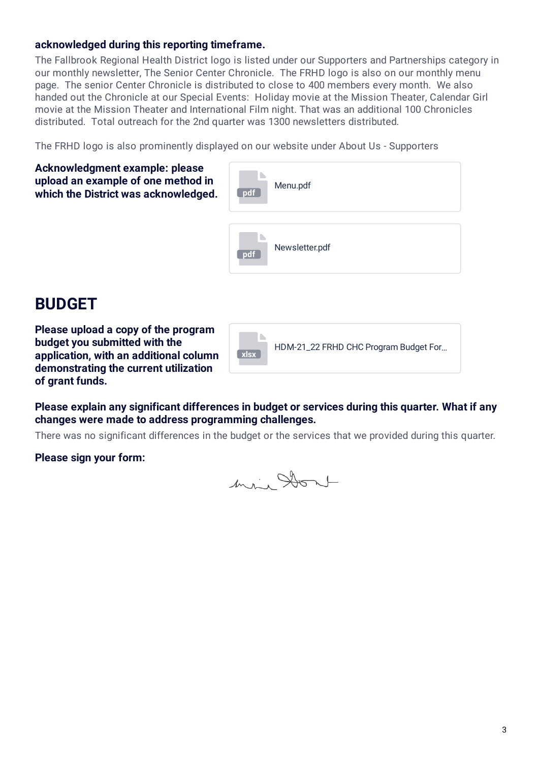**acknowledged during this reporting timeframe.**

The Fallbrook Regional Health District logo is listed under our Supporters and Partnerships category in our monthly newsletter, The Senior Center Chronicle. The FRHD logo is also on our monthly menu page. The senior Center Chronicle is distributed to close to 400 members every month. We also handed out the Chronicle at our Special Events: Holiday movie at the Mission Theater, Calendar Girl movie at the Mission Theater and International Film night. That was an additional 100 Chronicles distributed. Total outreach for the 2nd quarter was 1300 newsletters distributed.

The FRHD logo is also prominently displayed on our website under About Us - Supporters

**Acknowledgment example: please upload an example of one method in which the District was acknowledged.**

Menu.pdf

Newsletter.pdf

# BUDGET

**Please upload a copy of the program budget you submitted with the application, with an additional column demonstrating the current utilization of grant funds.**

HDM-21_22 FRHD CHC Program Budget For...

**Please explain any significant differences in budget or services during this quarter. What if any changes were made to address programming challenges.**

There was no significant differences in the budget or the services that we provided during this quarter.

**Please sign your form:**